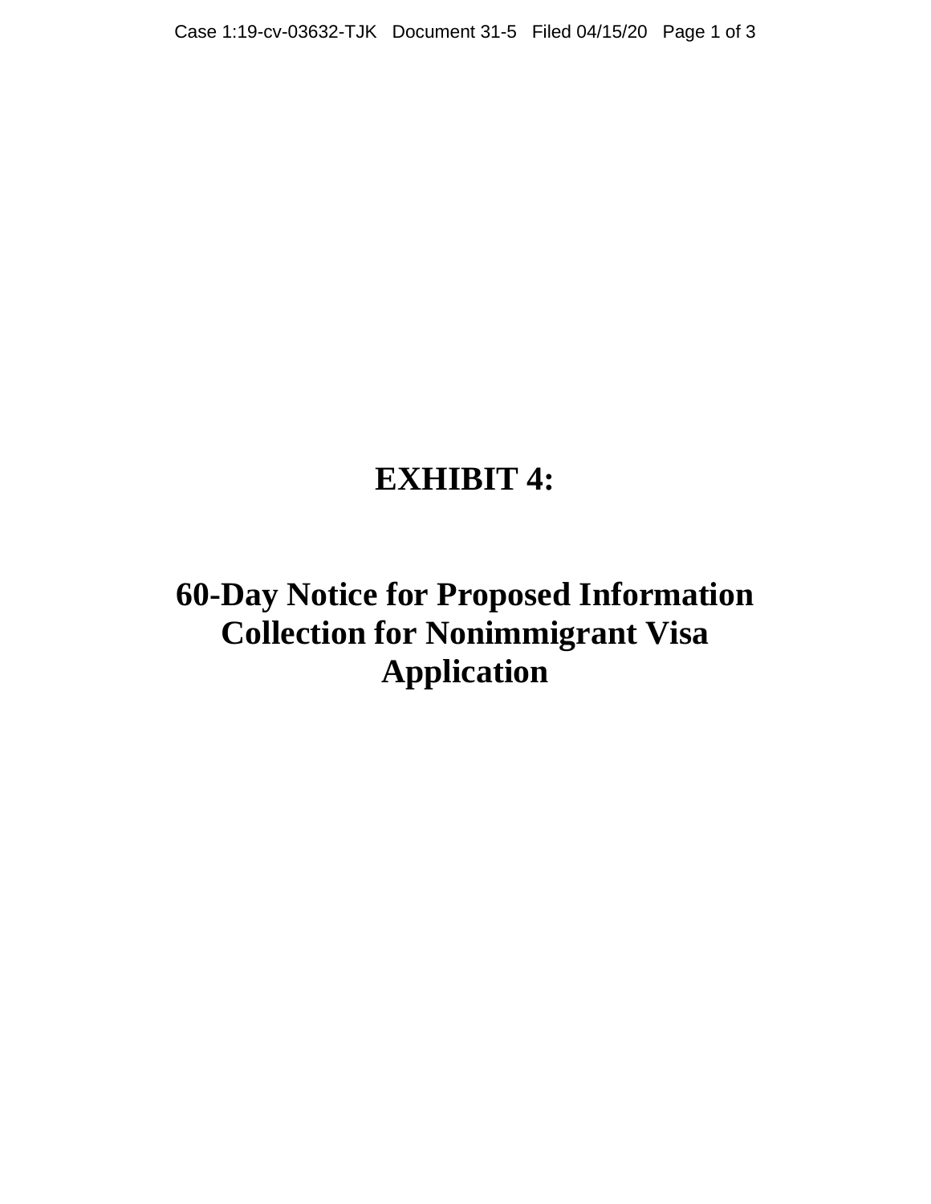# EXHIBIT 4:

# 60-Day Notice for Proposed Information Collection for Nonimmigrant Visa Application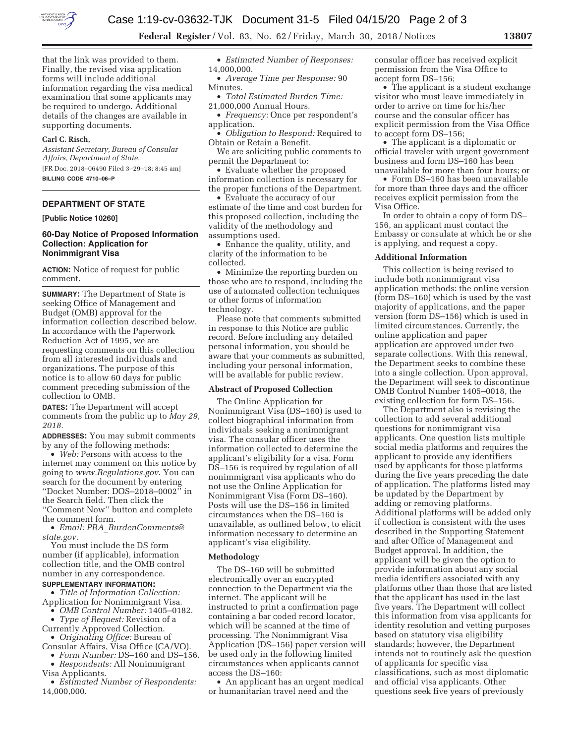that the link was provided to them. Finally, the revised visa application forms will include additional information regarding the visa medical examination that some applicants may be required to undergo. Additional details of the changes are available in supporting documents.

**Carl C. Risch,**

*Assistant Secretary, Bureau of Consular Affairs, Department of State.*

[FR Doc. 2018–06490 Filed 3–29–18; 8:45 am]

**BILLING CODE 4710–06–P**

## DEPARTMENT OF STATE

**[Public Notice 10260]**

### 60-Day Notice of Proposed Information Collection: Application for Nonimmigrant Visa

**ACTION:** Notice of request for public comment.

**SUMMARY:** The Department of State is seeking Office of Management and Budget (OMB) approval for the information collection described below. In accordance with the Paperwork Reduction Act of 1995, we are requesting comments on this collection from all interested individuals and organizations. The purpose of this notice is to allow 60 days for public comment preceding submission of the collection to OMB.

**DATES:** The Department will accept comments from the public up to *May 29, 2018.*

**ADDRESSES:** You may submit comments by any of the following methods:

- *Web:* Persons with access to the internet may comment on this notice by going to *www.Regulations.gov*. You can search for the document by entering ''Docket Number: DOS–2018–0002'' in the Search field. Then click the ''Comment Now'' button and complete the comment form.
- *Email: PRA_BurdenComments@state.gov*.

You must include the DS form number (if applicable), information collection title, and the OMB control number in any correspondence.

**SUPPLEMENTARY INFORMATION:**

- *Title of Information Collection:* Application for Nonimmigrant Visa.
- *OMB Control Number:* 1405–0182.
- *Type of Request:* Revision of a Currently Approved Collection.
- *Originating Office:* Bureau of Consular Affairs, Visa Office (CA/VO).
- *Form Number:* DS–160 and DS–156.
- *Respondents:* All Nonimmigrant Visa Applicants.
- *Estimated Number of Respondents:* 14,000,000.
- *Estimated Number of Responses:* 14,000,000.
- *Average Time per Response:* 90 Minutes.
- *Total Estimated Burden Time:* 21,000,000 Annual Hours.
- *Frequency:* Once per respondent's application.
- *Obligation to Respond:* Required to Obtain or Retain a Benefit.

We are soliciting public comments to permit the Department to:

- Evaluate whether the proposed information collection is necessary for the proper functions of the Department.
- Evaluate the accuracy of our estimate of the time and cost burden for this proposed collection, including the validity of the methodology and assumptions used.
- Enhance the quality, utility, and clarity of the information to be collected.
- Minimize the reporting burden on those who are to respond, including the use of automated collection techniques or other forms of information technology.

Please note that comments submitted in response to this Notice are public record. Before including any detailed personal information, you should be aware that your comments as submitted, including your personal information, will be available for public review.

**Abstract of Proposed Collection**

The Online Application for Nonimmigrant Visa (DS–160) is used to collect biographical information from individuals seeking a nonimmigrant visa. The consular officer uses the information collected to determine the applicant's eligibility for a visa. Form DS–156 is required by regulation of all nonimmigrant visa applicants who do not use the Online Application for Nonimmigrant Visa (Form DS–160). Posts will use the DS–156 in limited circumstances when the DS–160 is unavailable, as outlined below, to elicit information necessary to determine an applicant's visa eligibility.

**Methodology**

The DS–160 will be submitted electronically over an encrypted connection to the Department via the internet. The applicant will be instructed to print a confirmation page containing a bar coded record locator, which will be scanned at the time of processing. The Nonimmigrant Visa Application (DS–156) paper version will be used only in the following limited circumstances when applicants cannot access the DS–160:

- An applicant has an urgent medical or humanitarian travel need and the consular officer has received explicit permission from the Visa Office to accept form DS–156;
- The applicant is a student exchange visitor who must leave immediately in order to arrive on time for his/her course and the consular officer has explicit permission from the Visa Office to accept form DS–156;
- The applicant is a diplomatic or official traveler with urgent government business and form DS–160 has been unavailable for more than four hours; or
- Form DS–160 has been unavailable for more than three days and the officer receives explicit permission from the Visa Office.

In order to obtain a copy of form DS–156, an applicant must contact the Embassy or consulate at which he or she is applying, and request a copy.

**Additional Information**

This collection is being revised to include both nonimmigrant visa application methods: the online version (form DS–160) which is used by the vast majority of applications, and the paper version (form DS–156) which is used in limited circumstances. Currently, the online application and paper application are approved under two separate collections. With this renewal, the Department seeks to combine these into a single collection. Upon approval, the Department will seek to discontinue OMB Control Number 1405–0018, the existing collection for form DS–156.

The Department also is revising the collection to add several additional questions for nonimmigrant visa applicants. One question lists multiple social media platforms and requires the applicant to provide any identifiers used by applicants for those platforms during the five years preceding the date of application. The platforms listed may be updated by the Department by adding or removing platforms. Additional platforms will be added only if collection is consistent with the uses described in the Supporting Statement and after Office of Management and Budget approval. In addition, the applicant will be given the option to provide information about any social media identifiers associated with any platforms other than those that are listed that the applicant has used in the last five years. The Department will collect this information from visa applicants for identity resolution and vetting purposes based on statutory visa eligibility standards; however, the Department intends not to routinely ask the question of applicants for specific visa classifications, such as most diplomatic and official visa applicants. Other questions seek five years of previously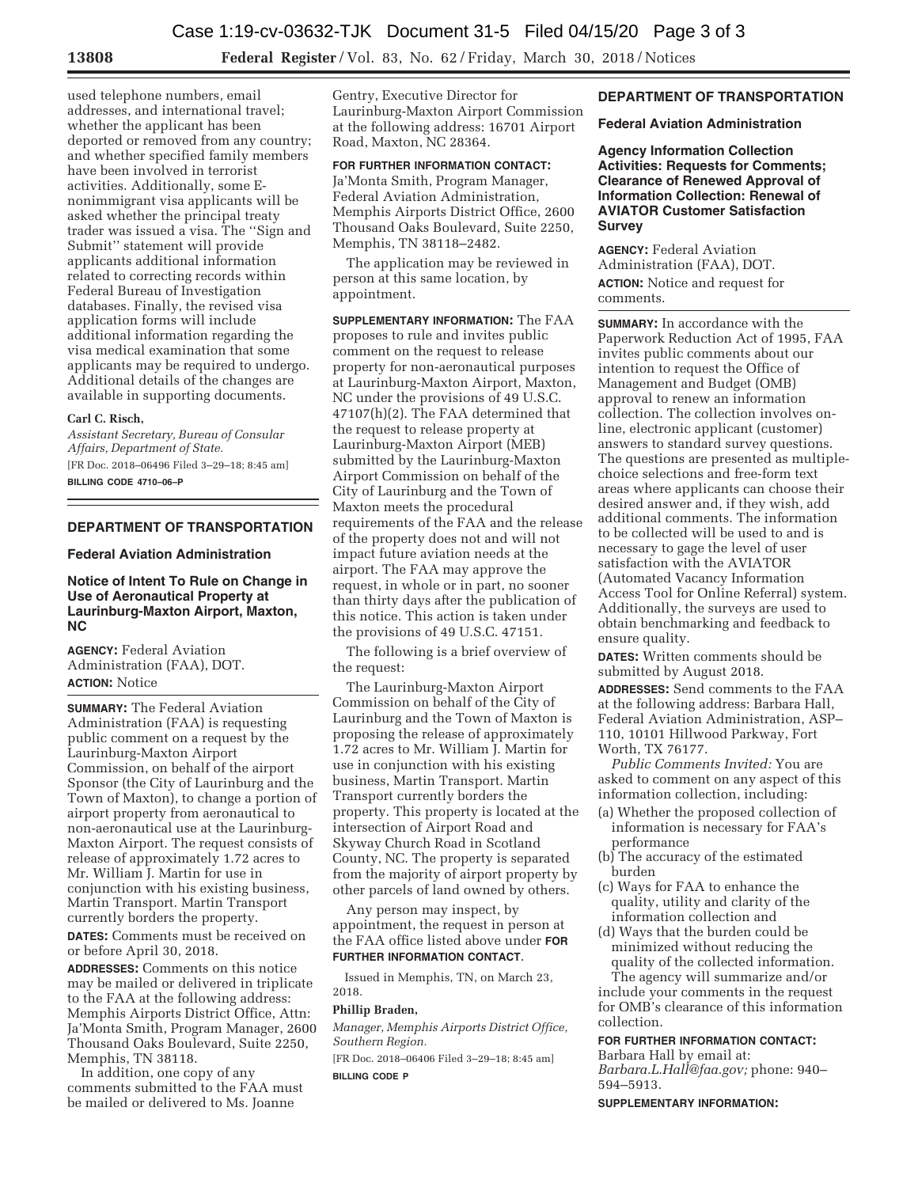used telephone numbers, email addresses, and international travel; whether the applicant has been deported or removed from any country; and whether specified family members have been involved in terrorist activities. Additionally, some E-nonimmigrant visa applicants will be asked whether the principal treaty trader was issued a visa. The ''Sign and Submit'' statement will provide applicants additional information related to correcting records within Federal Bureau of Investigation databases. Finally, the revised visa application forms will include additional information regarding the visa medical examination that some applicants may be required to undergo. Additional details of the changes are available in supporting documents.

**Carl C. Risch,**

*Assistant Secretary, Bureau of Consular Affairs, Department of State.*

[FR Doc. 2018–06496 Filed 3–29–18; 8:45 am]

**BILLING CODE 4710–06–P**

## DEPARTMENT OF TRANSPORTATION

### Federal Aviation Administration

### Notice of Intent To Rule on Change in Use of Aeronautical Property at Laurinburg-Maxton Airport, Maxton, NC

**AGENCY:** Federal Aviation Administration (FAA), DOT.

**ACTION:** Notice

**SUMMARY:** The Federal Aviation Administration (FAA) is requesting public comment on a request by the Laurinburg-Maxton Airport Commission, on behalf of the airport Sponsor (the City of Laurinburg and the Town of Maxton), to change a portion of airport property from aeronautical to non-aeronautical use at the Laurinburg-Maxton Airport. The request consists of release of approximately 1.72 acres to Mr. William J. Martin for use in conjunction with his existing business, Martin Transport. Martin Transport currently borders the property.

**DATES:** Comments must be received on or before April 30, 2018.

**ADDRESSES:** Comments on this notice may be mailed or delivered in triplicate to the FAA at the following address: Memphis Airports District Office, Attn: Ja'Monta Smith, Program Manager, 2600 Thousand Oaks Boulevard, Suite 2250, Memphis, TN 38118.

In addition, one copy of any comments submitted to the FAA must be mailed or delivered to Ms. Joanne Gentry, Executive Director for Laurinburg-Maxton Airport Commission at the following address: 16701 Airport Road, Maxton, NC 28364.

**FOR FURTHER INFORMATION CONTACT:** Ja'Monta Smith, Program Manager, Federal Aviation Administration, Memphis Airports District Office, 2600 Thousand Oaks Boulevard, Suite 2250, Memphis, TN 38118–2482.

The application may be reviewed in person at this same location, by appointment.

**SUPPLEMENTARY INFORMATION:** The FAA proposes to rule and invites public comment on the request to release property for non-aeronautical purposes at Laurinburg-Maxton Airport, Maxton, NC under the provisions of 49 U.S.C. 47107(h)(2). The FAA determined that the request to release property at Laurinburg-Maxton Airport (MEB) submitted by the Laurinburg-Maxton Airport Commission on behalf of the City of Laurinburg and the Town of Maxton meets the procedural requirements of the FAA and the release of the property does not and will not impact future aviation needs at the airport. The FAA may approve the request, in whole or in part, no sooner than thirty days after the publication of this notice. This action is taken under the provisions of 49 U.S.C. 47151.

The following is a brief overview of the request:

The Laurinburg-Maxton Airport Commission on behalf of the City of Laurinburg and the Town of Maxton is proposing the release of approximately 1.72 acres to Mr. William J. Martin for use in conjunction with his existing business, Martin Transport. Martin Transport currently borders the property. This property is located at the intersection of Airport Road and Skyway Church Road in Scotland County, NC. The property is separated from the majority of airport property by other parcels of land owned by others.

Any person may inspect, by appointment, the request in person at the FAA office listed above under **FOR FURTHER INFORMATION CONTACT**.

Issued in Memphis, TN, on March 23, 2018.

**Phillip Braden,**

*Manager, Memphis Airports District Office, Southern Region.*

[FR Doc. 2018–06406 Filed 3–29–18; 8:45 am]

**BILLING CODE P**

## DEPARTMENT OF TRANSPORTATION

### Federal Aviation Administration

### Agency Information Collection Activities: Requests for Comments; Clearance of Renewed Approval of Information Collection: Renewal of AVIATOR Customer Satisfaction Survey

**AGENCY:** Federal Aviation Administration (FAA), DOT.

**ACTION:** Notice and request for comments.

**SUMMARY:** In accordance with the Paperwork Reduction Act of 1995, FAA invites public comments about our intention to request the Office of Management and Budget (OMB) approval to renew an information collection. The collection involves on-line, electronic applicant (customer) answers to standard survey questions. The questions are presented as multiple-choice selections and free-form text areas where applicants can choose their desired answer and, if they wish, add additional comments. The information to be collected will be used to and is necessary to gage the level of user satisfaction with the AVIATOR (Automated Vacancy Information Access Tool for Online Referral) system. Additionally, the surveys are used to obtain benchmarking and feedback to ensure quality.

**DATES:** Written comments should be submitted by August 2018.

**ADDRESSES:** Send comments to the FAA at the following address: Barbara Hall, Federal Aviation Administration, ASP–110, 10101 Hillwood Parkway, Fort Worth, TX 76177.

*Public Comments Invited:* You are asked to comment on any aspect of this information collection, including:

(a) Whether the proposed collection of information is necessary for FAA's performance
(b) The accuracy of the estimated burden
(c) Ways for FAA to enhance the quality, utility and clarity of the information collection and
(d) Ways that the burden could be minimized without reducing the quality of the collected information.

The agency will summarize and/or include your comments in the request for OMB's clearance of this information collection.

**FOR FURTHER INFORMATION CONTACT:** Barbara Hall by email at: *Barbara.L.Hall@faa.gov;* phone: 940–594–5913.

**SUPPLEMENTARY INFORMATION:**